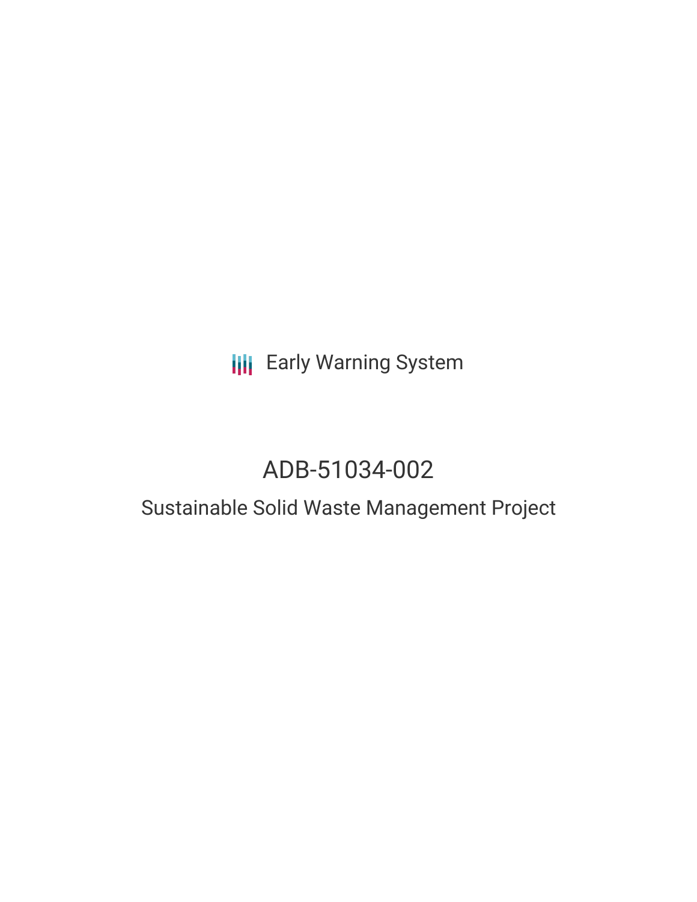Early Warning System

# ADB-51034-002

## Sustainable Solid Waste Management Project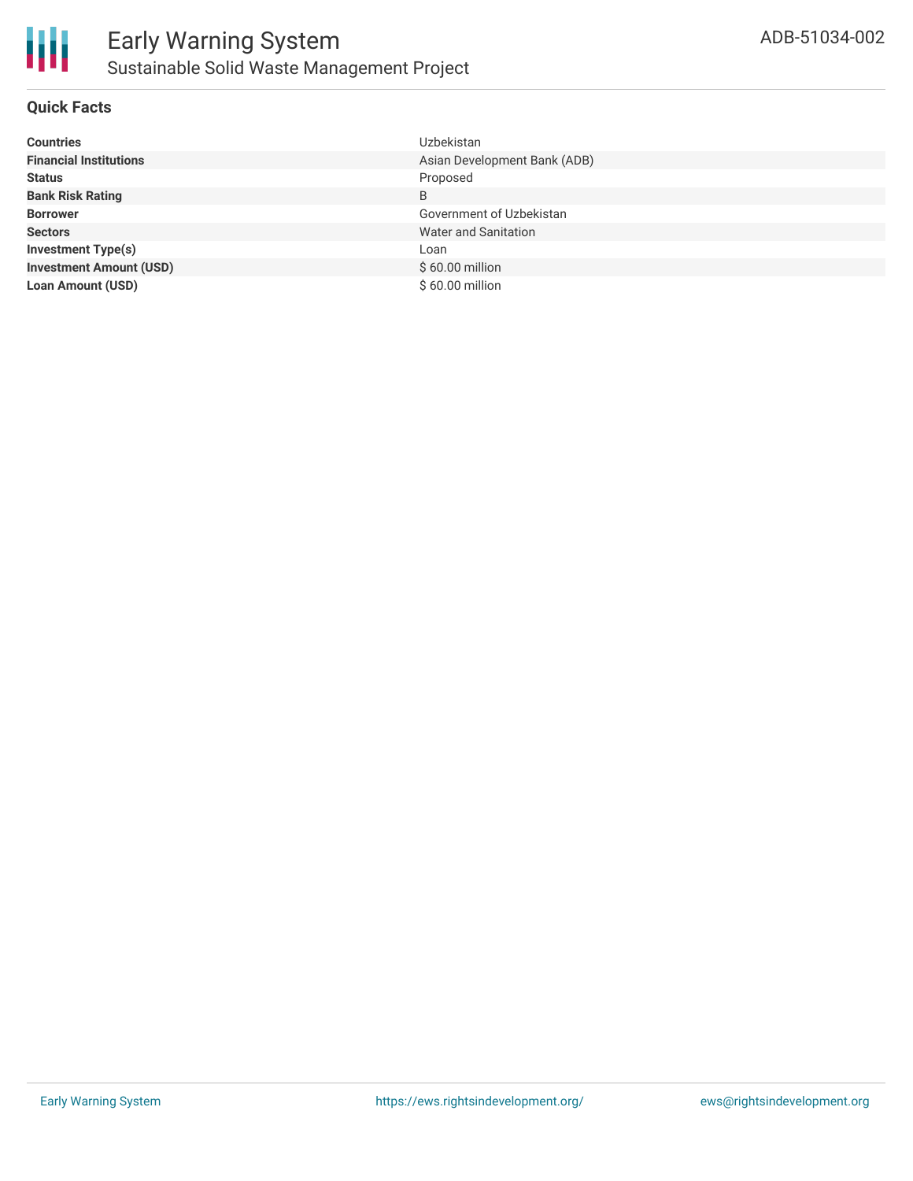# Early Warning System

## Sustainable Solid Waste Management Project

ADB-51034-002

### Quick Facts

| | |
|---|---|
| **Countries** | Uzbekistan |
| **Financial Institutions** | Asian Development Bank (ADB) |
| **Status** | Proposed |
| **Bank Risk Rating** | B |
| **Borrower** | Government of Uzbekistan |
| **Sectors** | Water and Sanitation |
| **Investment Type(s)** | Loan |
| **Investment Amount (USD)** | $ 60.00 million |
| **Loan Amount (USD)** | $ 60.00 million |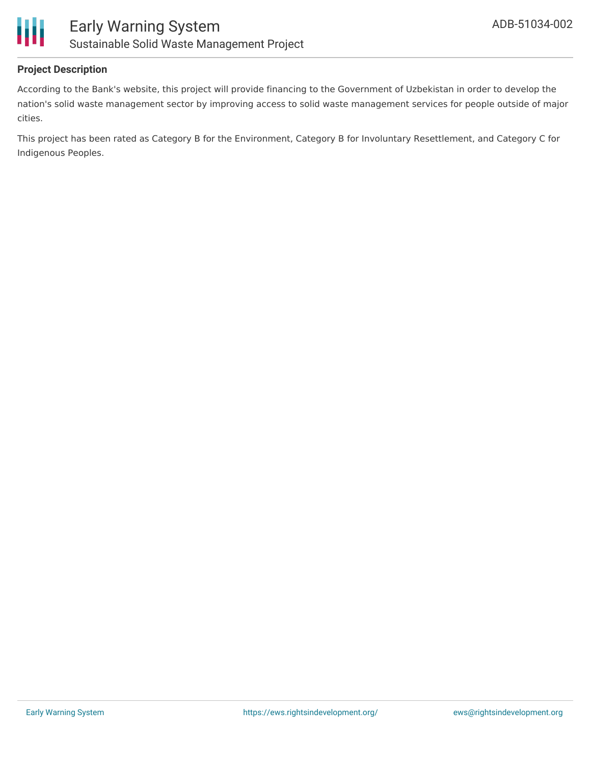**Project Description**

According to the Bank's website, this project will provide financing to the Government of Uzbekistan in order to develop the nation's solid waste management sector by improving access to solid waste management services for people outside of major cities.

This project has been rated as Category B for the Environment, Category B for Involuntary Resettlement, and Category C for Indigenous Peoples.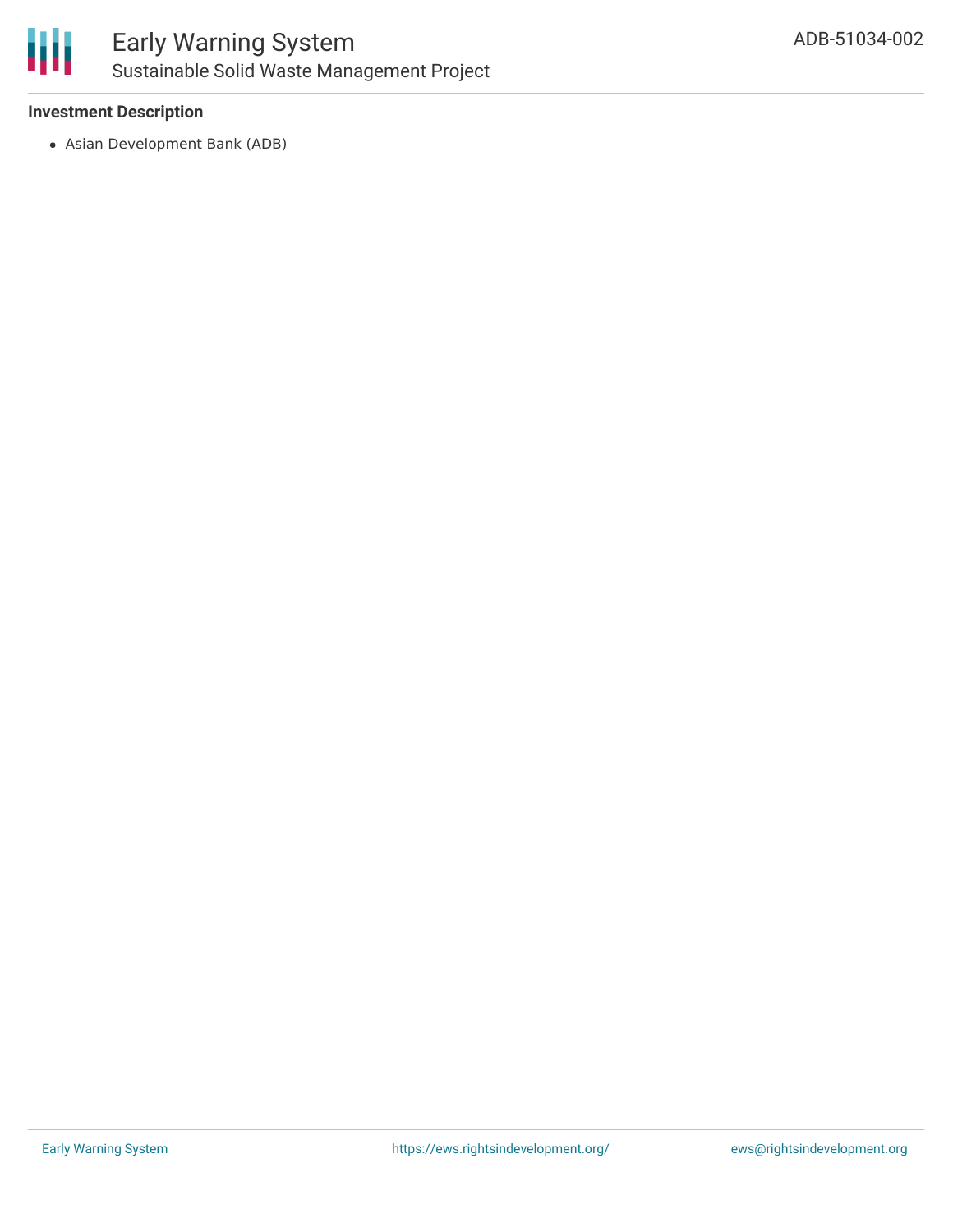**Investment Description**

- Asian Development Bank (ADB)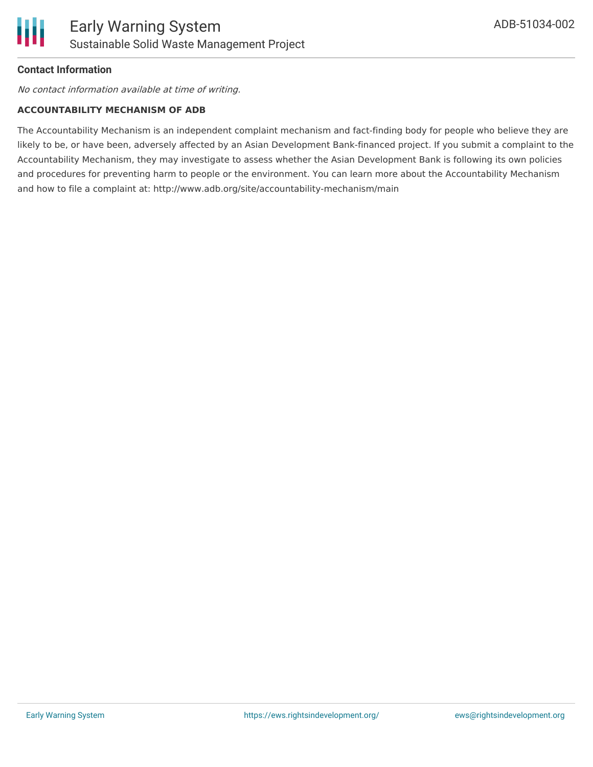#### Contact Information

*No contact information available at time of writing.*

**ACCOUNTABILITY MECHANISM OF ADB**

The Accountability Mechanism is an independent complaint mechanism and fact-finding body for people who believe they are likely to be, or have been, adversely affected by an Asian Development Bank-financed project. If you submit a complaint to the Accountability Mechanism, they may investigate to assess whether the Asian Development Bank is following its own policies and procedures for preventing harm to people or the environment. You can learn more about the Accountability Mechanism and how to file a complaint at: http://www.adb.org/site/accountability-mechanism/main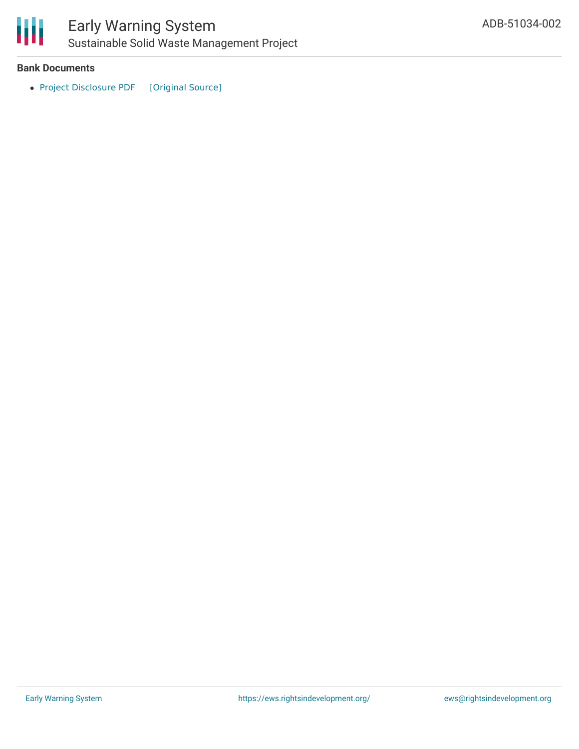**Bank Documents**

- Project Disclosure PDF [Original Source]